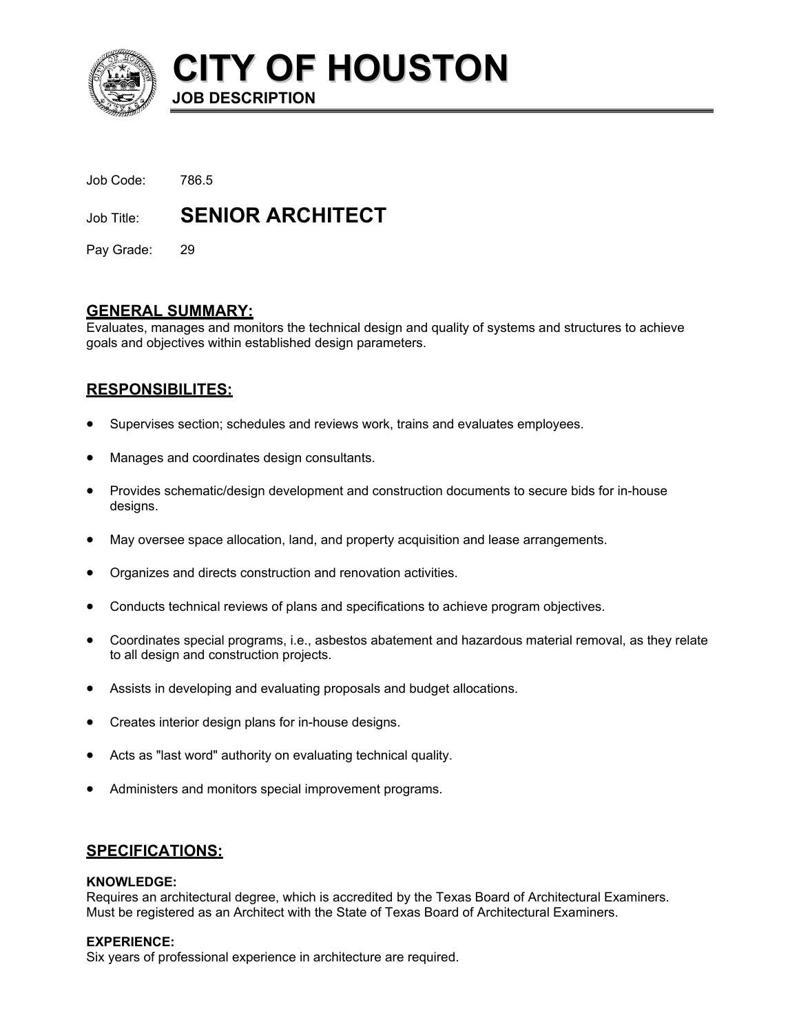# CITY OF HOUSTON

**JOB DESCRIPTION**

Job Code: 786.5

Job Title: **SENIOR ARCHITECT**

Pay Grade: 29

## GENERAL SUMMARY:

Evaluates, manages and monitors the technical design and quality of systems and structures to achieve goals and objectives within established design parameters.

## RESPONSIBILITES:

- Supervises section; schedules and reviews work, trains and evaluates employees.
- Manages and coordinates design consultants.
- Provides schematic/design development and construction documents to secure bids for in-house designs.
- May oversee space allocation, land, and property acquisition and lease arrangements.
- Organizes and directs construction and renovation activities.
- Conducts technical reviews of plans and specifications to achieve program objectives.
- Coordinates special programs, i.e., asbestos abatement and hazardous material removal, as they relate to all design and construction projects.
- Assists in developing and evaluating proposals and budget allocations.
- Creates interior design plans for in-house designs.
- Acts as "last word" authority on evaluating technical quality.
- Administers and monitors special improvement programs.

## SPECIFICATIONS:

**KNOWLEDGE:**
Requires an architectural degree, which is accredited by the Texas Board of Architectural Examiners.
Must be registered as an Architect with the State of Texas Board of Architectural Examiners.

**EXPERIENCE:**
Six years of professional experience in architecture are required.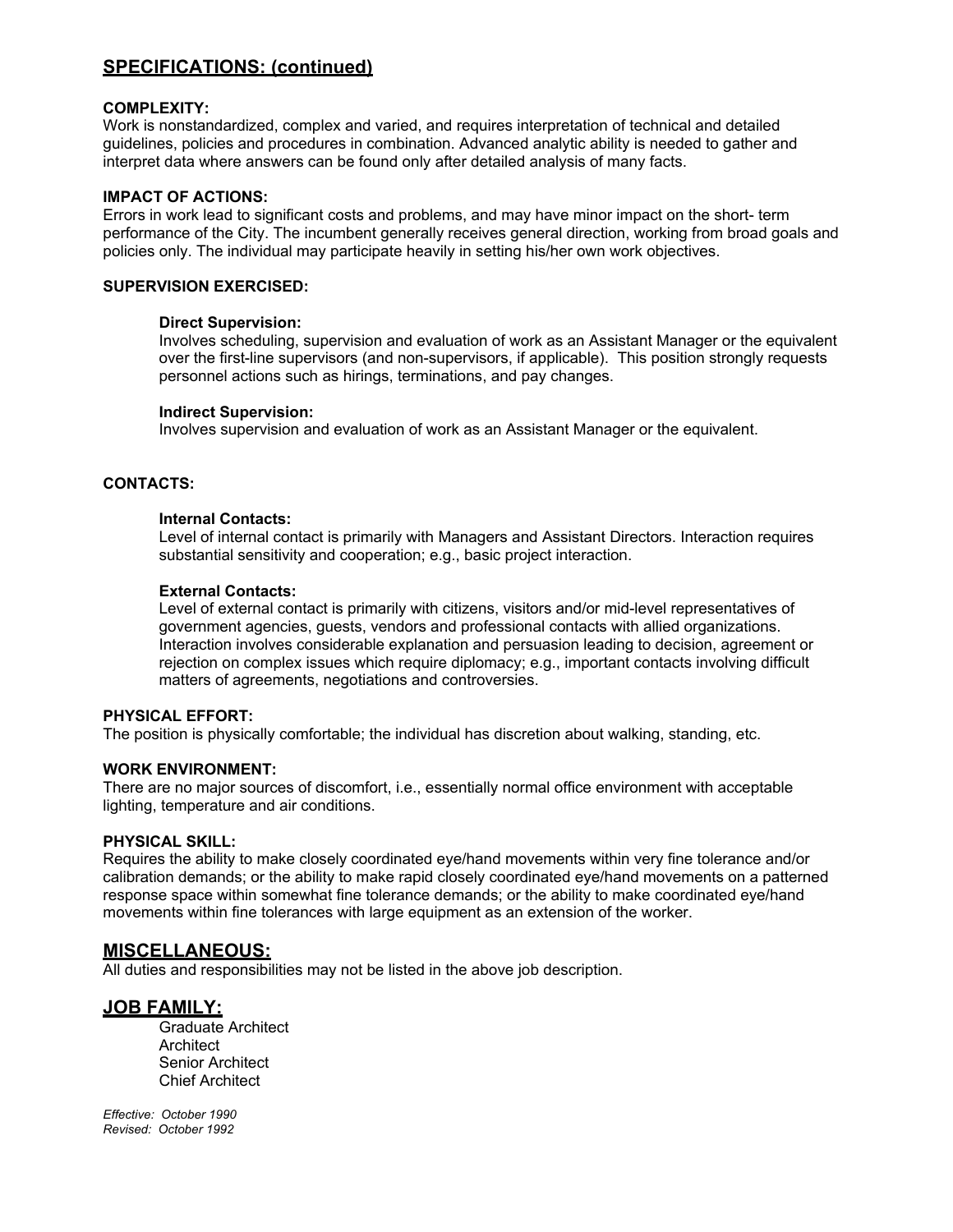## SPECIFICATIONS: (continued)

**COMPLEXITY:**
Work is nonstandardized, complex and varied, and requires interpretation of technical and detailed guidelines, policies and procedures in combination. Advanced analytic ability is needed to gather and interpret data where answers can be found only after detailed analysis of many facts.

**IMPACT OF ACTIONS:**
Errors in work lead to significant costs and problems, and may have minor impact on the short- term performance of the City. The incumbent generally receives general direction, working from broad goals and policies only. The individual may participate heavily in setting his/her own work objectives.

**SUPERVISION EXERCISED:**

**Direct Supervision:**
Involves scheduling, supervision and evaluation of work as an Assistant Manager or the equivalent over the first-line supervisors (and non-supervisors, if applicable). This position strongly requests personnel actions such as hirings, terminations, and pay changes.

**Indirect Supervision:**
Involves supervision and evaluation of work as an Assistant Manager or the equivalent.

**CONTACTS:**

**Internal Contacts:**
Level of internal contact is primarily with Managers and Assistant Directors. Interaction requires substantial sensitivity and cooperation; e.g., basic project interaction.

**External Contacts:**
Level of external contact is primarily with citizens, visitors and/or mid-level representatives of government agencies, guests, vendors and professional contacts with allied organizations. Interaction involves considerable explanation and persuasion leading to decision, agreement or rejection on complex issues which require diplomacy; e.g., important contacts involving difficult matters of agreements, negotiations and controversies.

**PHYSICAL EFFORT:**
The position is physically comfortable; the individual has discretion about walking, standing, etc.

**WORK ENVIRONMENT:**
There are no major sources of discomfort, i.e., essentially normal office environment with acceptable lighting, temperature and air conditions.

**PHYSICAL SKILL:**
Requires the ability to make closely coordinated eye/hand movements within very fine tolerance and/or calibration demands; or the ability to make rapid closely coordinated eye/hand movements on a patterned response space within somewhat fine tolerance demands; or the ability to make coordinated eye/hand movements within fine tolerances with large equipment as an extension of the worker.

## MISCELLANEOUS:

All duties and responsibilities may not be listed in the above job description.

## JOB FAMILY:

Graduate Architect
Architect
Senior Architect
Chief Architect

*Effective: October 1990*
*Revised: October 1992*